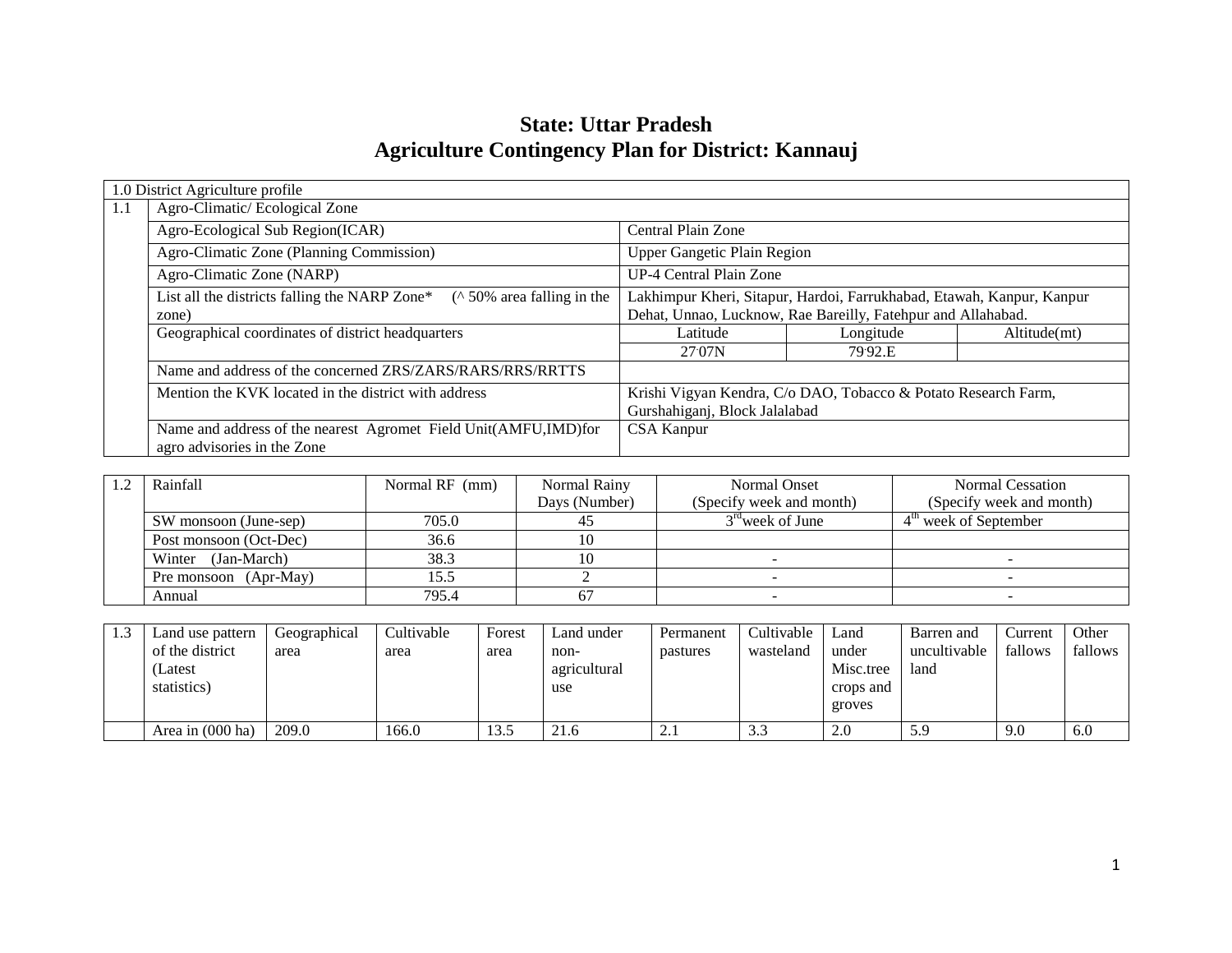# State: Uttar Pradesh
# Agriculture Contingency Plan for District: Kannauj

| 1.0 District Agriculture profile | | | | |
|---|---|---|---|---|
| 1.1 | Agro-Climatic/ Ecological Zone | | | |
| | Agro-Ecological Sub Region(ICAR) | Central Plain Zone | | |
| | Agro-Climatic Zone (Planning Commission) | Upper Gangetic Plain Region | | |
| | Agro-Climatic Zone (NARP) | UP-4 Central Plain Zone | | |
| | List all the districts falling the NARP Zone* (^ 50% area falling in the zone) | Lakhimpur Kheri, Sitapur, Hardoi, Farrukhabad, Etawah, Kanpur, Kanpur Dehat, Unnao, Lucknow, Rae Bareilly, Fatehpur and Allahabad. | | |
| | Geographical coordinates of district headquarters | Latitude | Longitude | Altitude(mt) |
| | | 27.07N | 79.92.E | |
| | Name and address of the concerned ZRS/ZARS/RARS/RRS/RRTTS | | | |
| | Mention the KVK located in the district with address | Krishi Vigyan Kendra, C/o DAO, Tobacco & Potato Research Farm, Gurshahiganj, Block Jalalabad | | |
| | Name and address of the nearest Agromet Field Unit(AMFU,IMD)for agro advisories in the Zone | CSA Kanpur | | |

| 1.2 | Rainfall | Normal RF (mm) | Normal Rainy Days (Number) | Normal Onset (Specify week and month) | Normal Cessation (Specify week and month) |
|---|---|---|---|---|---|
| | SW monsoon (June-sep) | 705.0 | 45 | 3rd week of June | 4th week of September |
| | Post monsoon (Oct-Dec) | 36.6 | 10 | | |
| | Winter (Jan-March) | 38.3 | 10 | - | - |
| | Pre monsoon (Apr-May) | 15.5 | 2 | - | - |
| | Annual | 795.4 | 67 | - | - |

| 1.3 | Land use pattern of the district (Latest statistics) | Geographical area | Cultivable area | Forest area | Land under non-agricultural use | Permanent pastures | Cultivable wasteland | Land under Misc.tree crops and groves | Barren and uncultivable land | Current fallows | Other fallows |
|---|---|---|---|---|---|---|---|---|---|---|---|
| | Area in (000 ha) | 209.0 | 166.0 | 13.5 | 21.6 | 2.1 | 3.3 | 2.0 | 5.9 | 9.0 | 6.0 |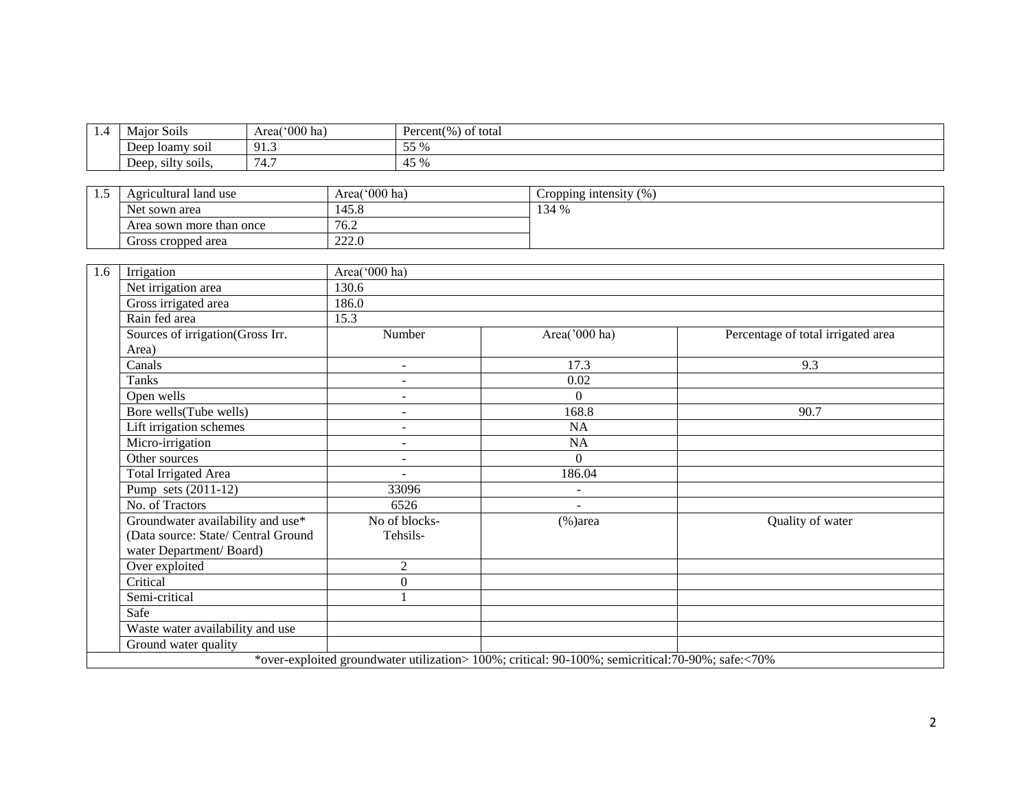| 1.4 | Major Soils | Area('000 ha) | Percent(%) of total |
|---|---|---|---|
| | Deep loamy soil | 91.3 | 55 % |
| | Deep, silty soils, | 74.7 | 45 % |

| 1.5 | Agricultural land use | Area('000 ha) | Cropping intensity (%) |
|---|---|---|---|
| | Net sown area | 145.8 | 134 % |
| | Area sown more than once | 76.2 | |
| | Gross cropped area | 222.0 | |

| 1.6 | Irrigation | Area('000 ha) | | |
|---|---|---|---|---|
| | Net irrigation area | 130.6 | | |
| | Gross irrigated area | 186.0 | | |
| | Rain fed area | 15.3 | | |
| | Sources of irrigation(Gross Irr. Area) | Number | Area('000 ha) | Percentage of total irrigated area |
| | Canals | - | 17.3 | 9.3 |
| | Tanks | - | 0.02 | |
| | Open wells | - | 0 | |
| | Bore wells(Tube wells) | - | 168.8 | 90.7 |
| | Lift irrigation schemes | - | NA | |
| | Micro-irrigation | - | NA | |
| | Other sources | - | 0 | |
| | Total Irrigated Area | - | 186.04 | |
| | Pump sets (2011-12) | 33096 | - | |
| | No. of Tractors | 6526 | - | |
| | Groundwater availability and use* (Data source: State/ Central Ground water Department/ Board) | No of blocks- Tehsils- | (%)area | Quality of water |
| | Over exploited | 2 | | |
| | Critical | 0 | | |
| | Semi-critical | 1 | | |
| | Safe | | | |
| | Waste water availability and use | | | |
| | Ground water quality | | | |
| *over-exploited groundwater utilization> 100%; critical: 90-100%; semicritical:70-90%; safe:<70% | | | | |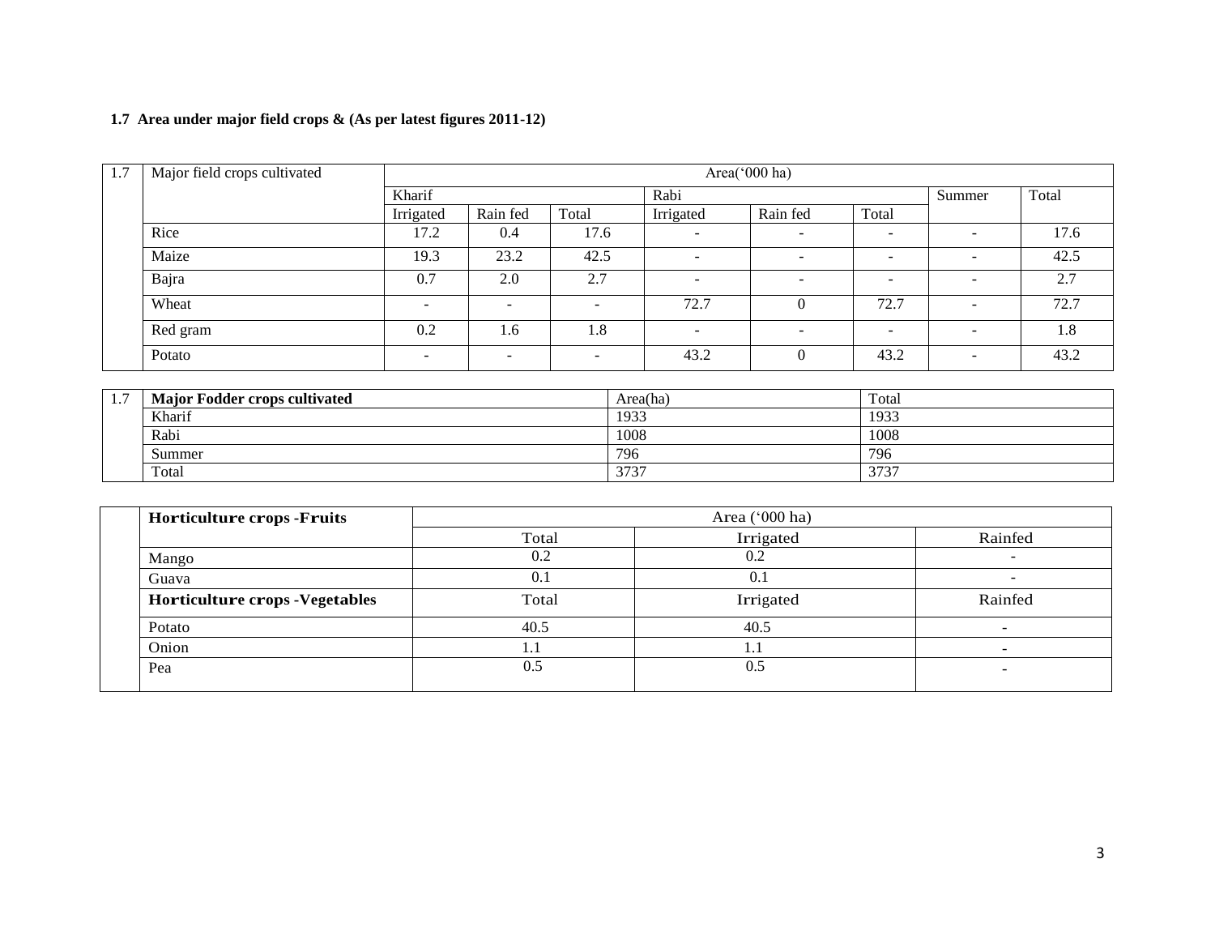**1.7 Area under major field crops & (As per latest figures 2011-12)**

| 1.7 | Major field crops cultivated | Area('000 ha) | | | | | | | |
|---|---|---|---|---|---|---|---|---|---|
| | | Kharif | | | Rabi | | | Summer | Total |
| | | Irrigated | Rain fed | Total | Irrigated | Rain fed | Total | | |
| | Rice | 17.2 | 0.4 | 17.6 | - | - | - | - | 17.6 |
| | Maize | 19.3 | 23.2 | 42.5 | - | - | - | - | 42.5 |
| | Bajra | 0.7 | 2.0 | 2.7 | - | - | - | - | 2.7 |
| | Wheat | - | - | - | 72.7 | 0 | 72.7 | - | 72.7 |
| | Red gram | 0.2 | 1.6 | 1.8 | - | - | - | - | 1.8 |
| | Potato | - | - | - | 43.2 | 0 | 43.2 | - | 43.2 |

| 1.7 | **Major Fodder crops cultivated** | Area(ha) | Total |
|---|---|---|---|
| | Kharif | 1933 | 1933 |
| | Rabi | 1008 | 1008 |
| | Summer | 796 | 796 |
| | Total | 3737 | 3737 |

| | **Horticulture crops -Fruits** | Area ('000 ha) | | |
|---|---|---|---|---|
| | | Total | Irrigated | Rainfed |
| | Mango | 0.2 | 0.2 | - |
| | Guava | 0.1 | 0.1 | - |
| | **Horticulture crops -Vegetables** | Total | Irrigated | Rainfed |
| | Potato | 40.5 | 40.5 | - |
| | Onion | 1.1 | 1.1 | - |
| | Pea | 0.5 | 0.5 | - |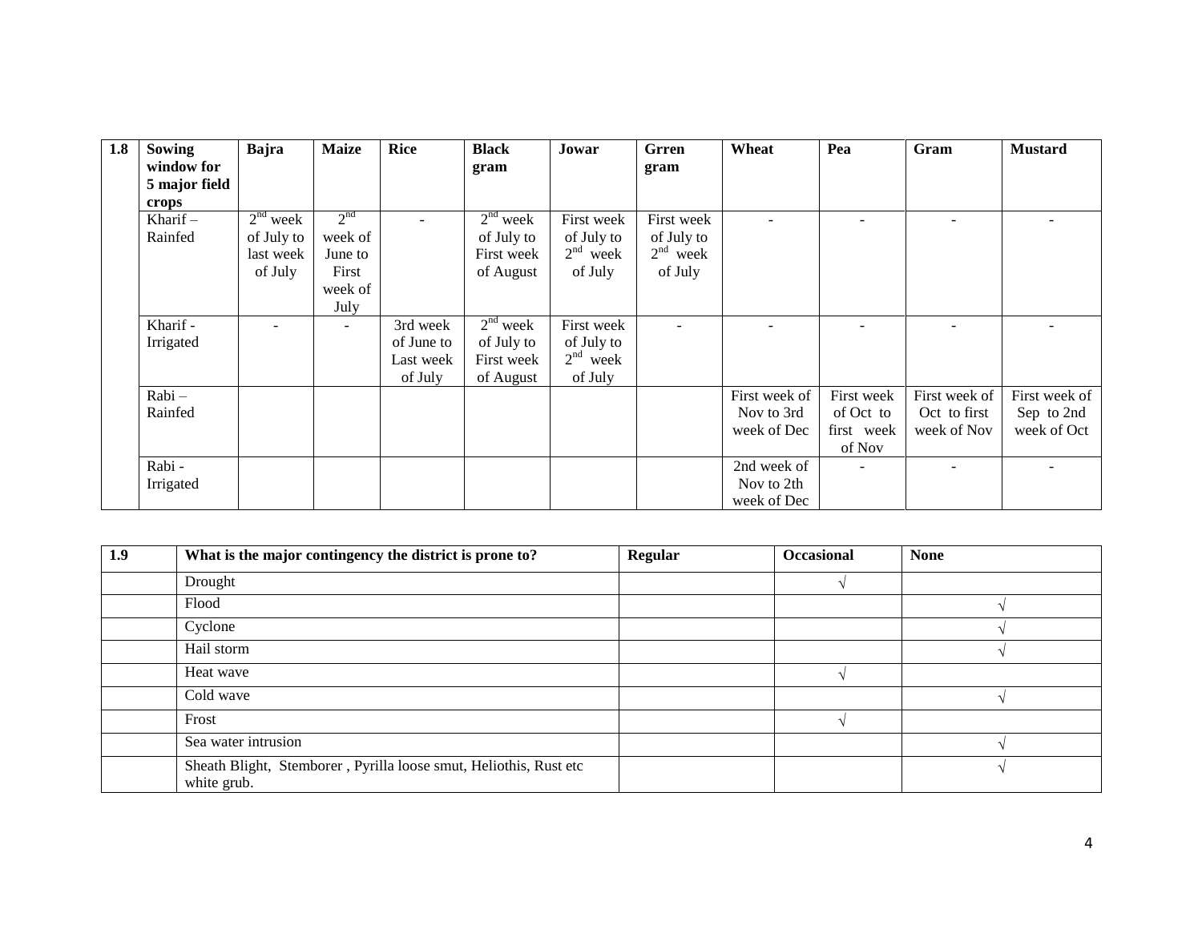| 1.8 | Sowing window for 5 major field crops | Bajra | Maize | Rice | Black gram | Jowar | Grren gram | Wheat | Pea | Gram | Mustard |
|---|---|---|---|---|---|---|---|---|---|---|---|
| | Kharif – Rainfed | 2nd week of July to last week of July | 2nd week of June to First week of July | - | 2nd week of July to First week of August | First week of July to 2nd week of July | First week of July to 2nd week of July | - | - | - | - |
| | Kharif - Irrigated | - | - | 3rd week of June to Last week of July | 2nd week of July to First week of August | First week of July to 2nd week of July | - | - | - | - | - |
| | Rabi – Rainfed | | | | | | | First week of Nov to 3rd week of Dec | First week of Oct to first week of Nov | First week of Oct to first week of Nov | First week of Sep to 2nd week of Oct |
| | Rabi - Irrigated | | | | | | | 2nd week of Nov to 2th week of Dec | - | - | - |

| 1.9 | What is the major contingency the district is prone to? | Regular | Occasional | None |
|---|---|---|---|---|
| | Drought | | √ | |
| | Flood | | | √ |
| | Cyclone | | | √ |
| | Hail storm | | | √ |
| | Heat wave | | √ | |
| | Cold wave | | | √ |
| | Frost | | √ | |
| | Sea water intrusion | | | √ |
| | Sheath Blight, Stemborer , Pyrilla loose smut, Heliothis, Rust etc white grub. | | | √ |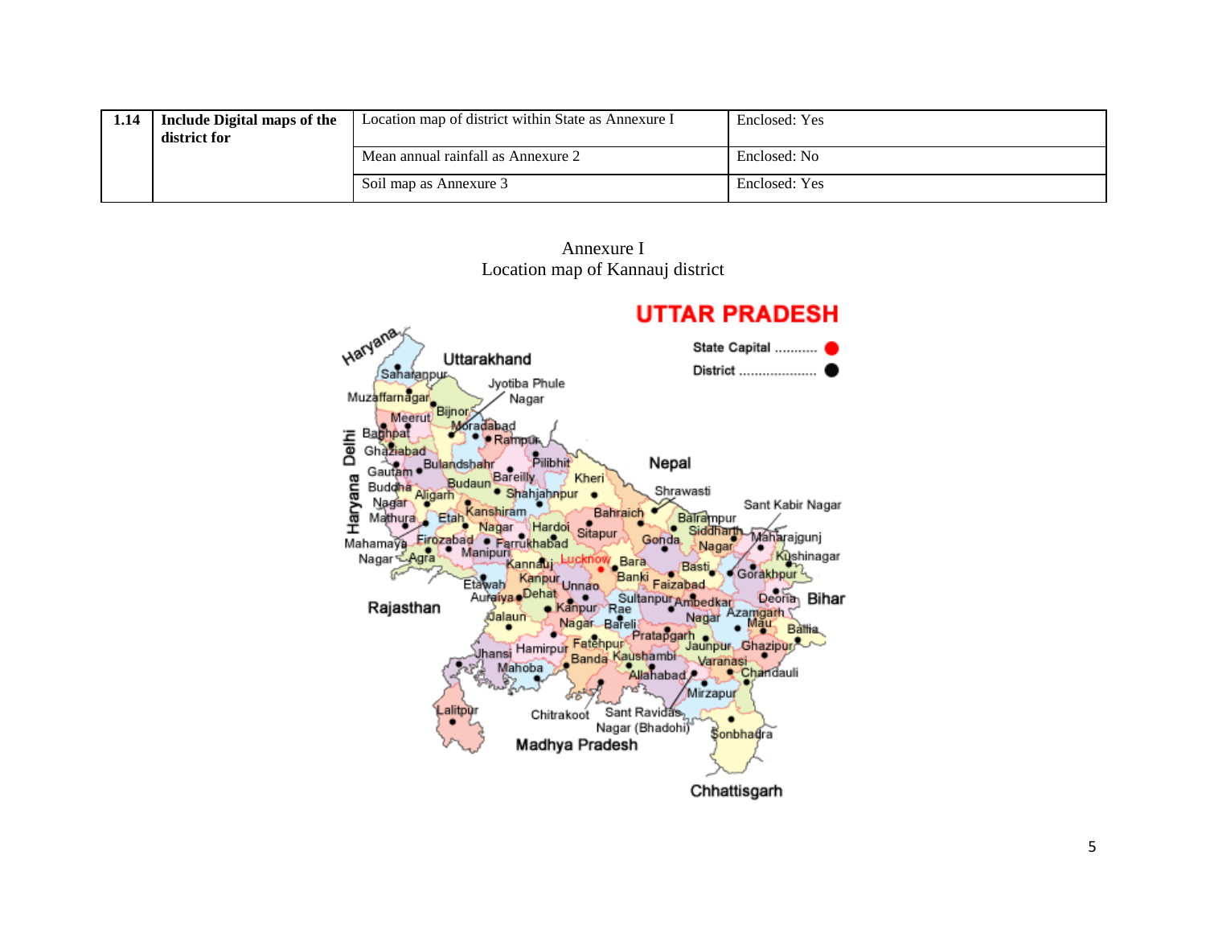| 1.14 | Include Digital maps of the district for | Location map of district within State as Annexure I | Enclosed: Yes |
|---|---|---|---|
| | | Mean annual rainfall as Annexure 2 | Enclosed: No |
| | | Soil map as Annexure 3 | Enclosed: Yes |

Annexure I
Location map of Kannauj district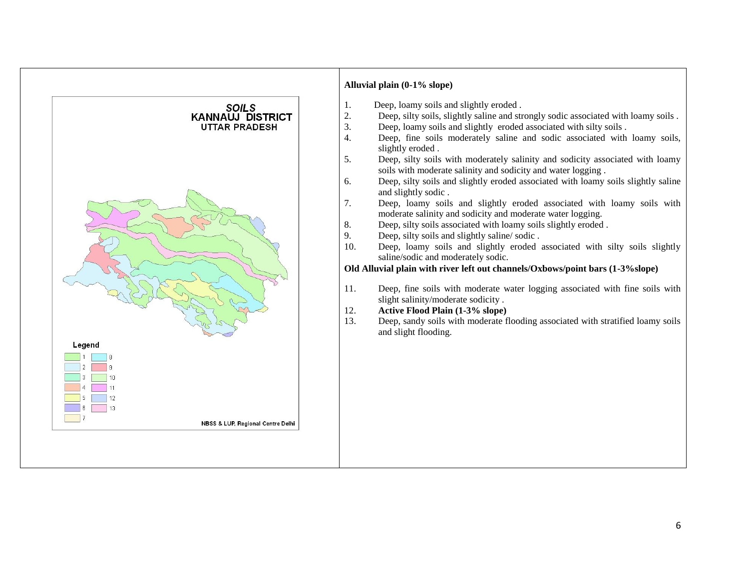SOILS
KANNAUJ DISTRICT
UTTAR PRADESH

Legend

| 1 | 8 |
|---|---|
| 2 | 9 |
| 3 | 10 |
| 4 | 11 |
| 5 | 12 |
| 6 | 13 |
| 7 | |

NBSS & LUP, Regional Centre Delhi

**Alluvial plain (0-1% slope)**

1. Deep, loamy soils and slightly eroded .
2. Deep, silty soils, slightly saline and strongly sodic associated with loamy soils .
3. Deep, loamy soils and slightly eroded associated with silty soils .
4. Deep, fine soils moderately saline and sodic associated with loamy soils, slightly eroded .
5. Deep, silty soils with moderately salinity and sodicity associated with loamy soils with moderate salinity and sodicity and water logging .
6. Deep, silty soils and slightly eroded associated with loamy soils slightly saline and slightly sodic .
7. Deep, loamy soils and slightly eroded associated with loamy soils with moderate salinity and sodicity and moderate water logging.
8. Deep, silty soils associated with loamy soils slightly eroded .
9. Deep, silty soils and slightly saline/ sodic .
10. Deep, loamy soils and slightly eroded associated with silty soils slightly saline/sodic and moderately sodic.

**Old Alluvial plain with river left out channels/Oxbows/point bars (1-3%slope)**

11. Deep, fine soils with moderate water logging associated with fine soils with slight salinity/moderate sodicity .
12. **Active Flood Plain (1-3% slope)**
13. Deep, sandy soils with moderate flooding associated with stratified loamy soils and slight flooding.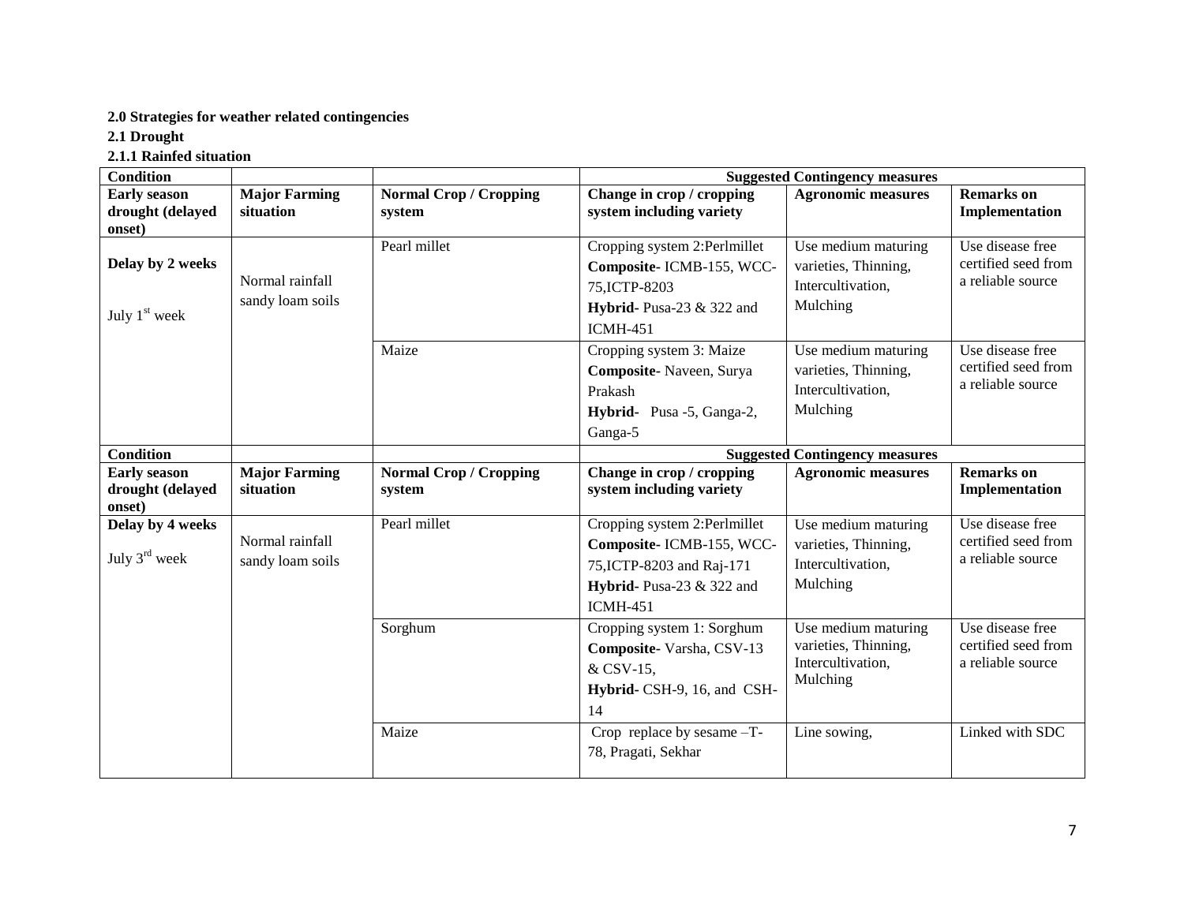**2.0 Strategies for weather related contingencies**

**2.1 Drought**

**2.1.1 Rainfed situation**

| Condition | | | Suggested Contingency measures | | |
|---|---|---|---|---|---|
| **Early season drought (delayed onset)** | **Major Farming situation** | **Normal Crop / Cropping system** | **Change in crop / cropping system including variety** | **Agronomic measures** | **Remarks on Implementation** |
| **Delay by 2 weeks**<br><br>July 1st week | Normal rainfall sandy loam soils | Pearl millet | Cropping system 2:Perlmillet<br>**Composite-** ICMB-155, WCC-75,ICTP-8203<br>**Hybrid-** Pusa-23 & 322 and ICMH-451 | Use medium maturing varieties, Thinning, Intercultivation, Mulching | Use disease free certified seed from a reliable source |
| | | Maize | Cropping system 3: Maize<br>**Composite-** Naveen, Surya Prakash<br>**Hybrid-** Pusa -5, Ganga-2, Ganga-5 | Use medium maturing varieties, Thinning, Intercultivation, Mulching | Use disease free certified seed from a reliable source |

| Condition | | | Suggested Contingency measures | | |
|---|---|---|---|---|---|
| **Early season drought (delayed onset)** | **Major Farming situation** | **Normal Crop / Cropping system** | **Change in crop / cropping system including variety** | **Agronomic measures** | **Remarks on Implementation** |
| **Delay by 4 weeks**<br><br>July 3rd week | Normal rainfall sandy loam soils | Pearl millet | Cropping system 2:Perlmillet<br>**Composite-** ICMB-155, WCC-75,ICTP-8203 and Raj-171<br>**Hybrid-** Pusa-23 & 322 and ICMH-451 | Use medium maturing varieties, Thinning, Intercultivation, Mulching | Use disease free certified seed from a reliable source |
| | | Sorghum | Cropping system 1: Sorghum<br>**Composite-** Varsha, CSV-13 & CSV-15,<br>**Hybrid-** CSH-9, 16, and CSH-14 | Use medium maturing varieties, Thinning, Intercultivation, Mulching | Use disease free certified seed from a reliable source |
| | | Maize | Crop replace by sesame –T-78, Pragati, Sekhar | Line sowing, | Linked with SDC |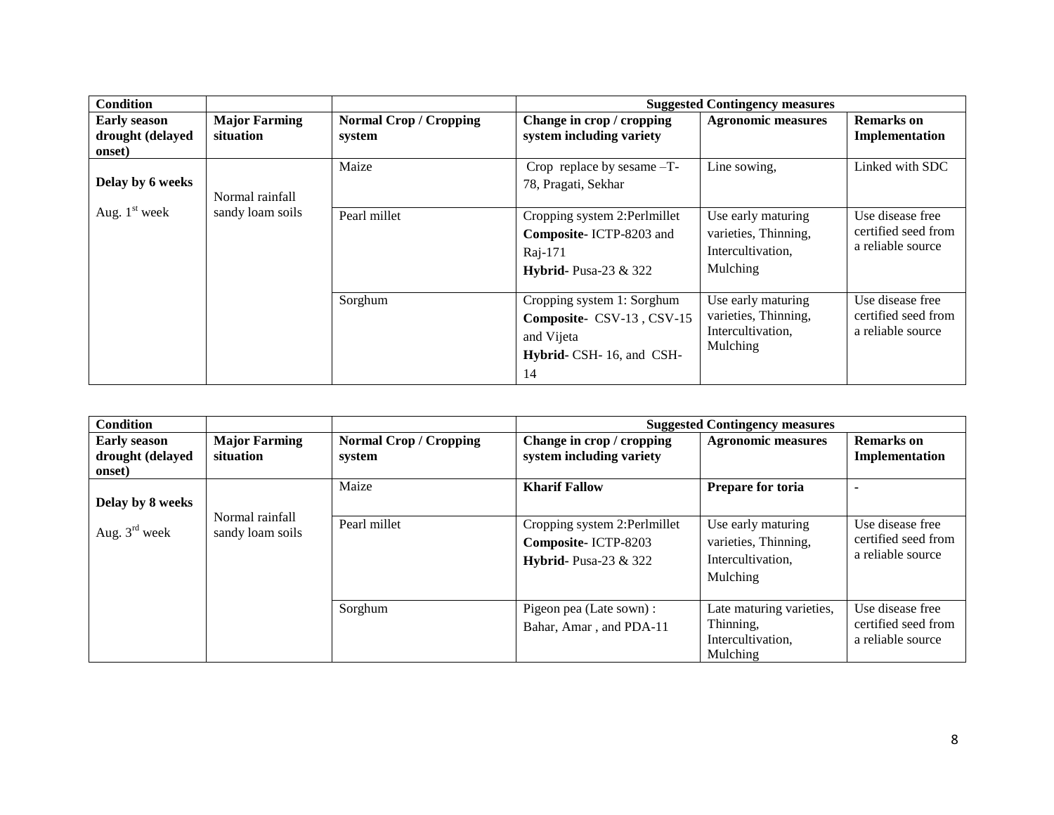| Condition | | | Suggested Contingency measures | | |
|---|---|---|---|---|---|
| **Early season drought (delayed onset)** | **Major Farming situation** | **Normal Crop / Cropping system** | **Change in crop / cropping system including variety** | **Agronomic measures** | **Remarks on Implementation** |
| **Delay by 6 weeks**<br><br>Aug. 1st week | Normal rainfall sandy loam soils | Maize | Crop replace by sesame –T-78, Pragati, Sekhar | Line sowing, | Linked with SDC |
| | | Pearl millet | Cropping system 2:Perlmillet<br>**Composite-** ICTP-8203 and Raj-171<br>**Hybrid-** Pusa-23 & 322 | Use early maturing varieties, Thinning, Intercultivation, Mulching | Use disease free certified seed from a reliable source |
| | | Sorghum | Cropping system 1: Sorghum<br>**Composite-** CSV-13 , CSV-15 and Vijeta<br>**Hybrid-** CSH- 16, and CSH-14 | Use early maturing varieties, Thinning, Intercultivation, Mulching | Use disease free certified seed from a reliable source |

| Condition | | | Suggested Contingency measures | | |
|---|---|---|---|---|---|
| **Early season drought (delayed onset)** | **Major Farming situation** | **Normal Crop / Cropping system** | **Change in crop / cropping system including variety** | **Agronomic measures** | **Remarks on Implementation** |
| **Delay by 8 weeks**<br><br>Aug. 3rd week | Normal rainfall sandy loam soils | Maize | **Kharif Fallow** | **Prepare for toria** | - |
| | | Pearl millet | Cropping system 2:Perlmillet<br>**Composite-** ICTP-8203<br>**Hybrid-** Pusa-23 & 322 | Use early maturing varieties, Thinning, Intercultivation, Mulching | Use disease free certified seed from a reliable source |
| | | Sorghum | Pigeon pea (Late sown) : Bahar, Amar , and PDA-11 | Late maturing varieties, Thinning, Intercultivation, Mulching | Use disease free certified seed from a reliable source |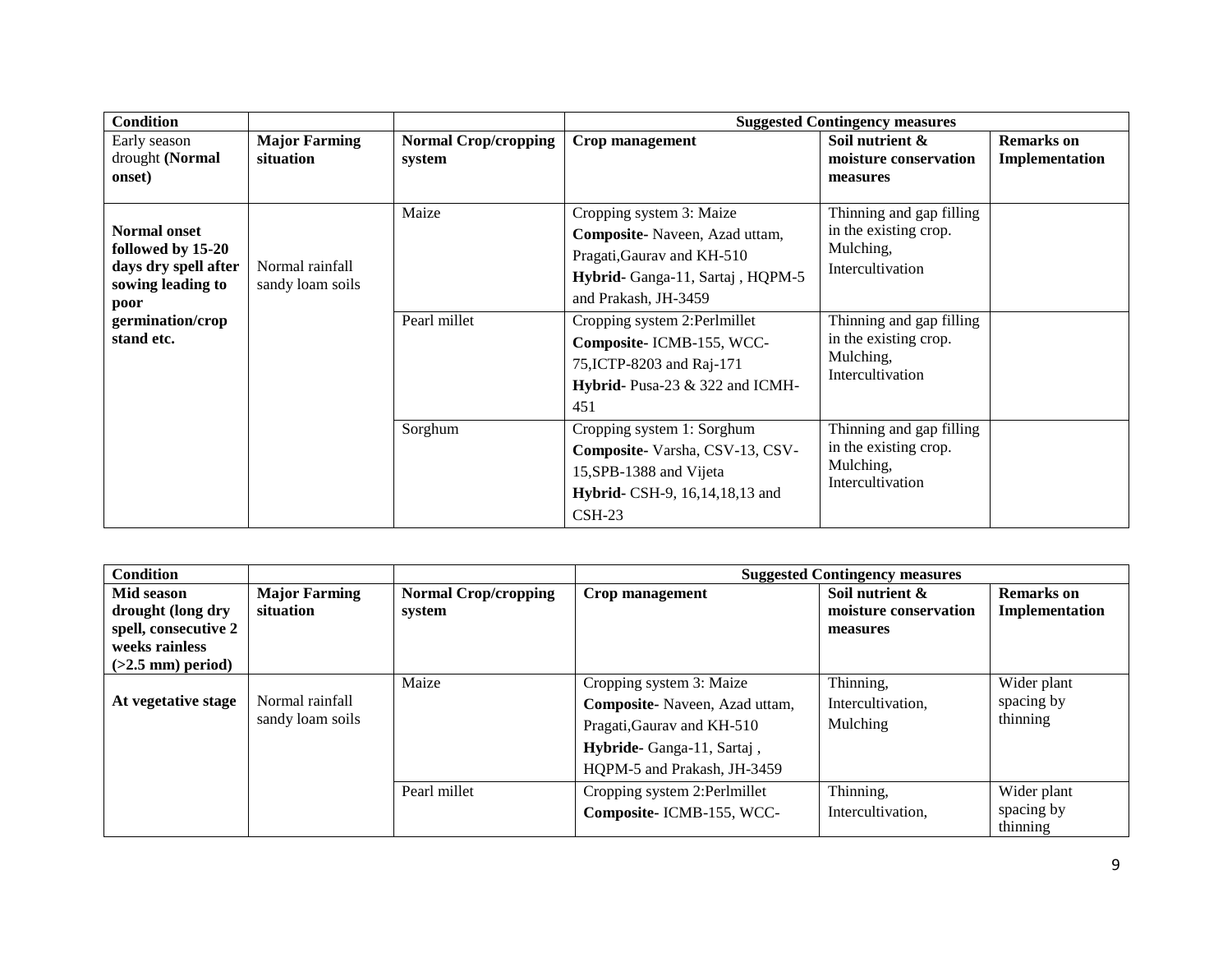| Condition | | | Suggested Contingency measures | | |
|---|---|---|---|---|---|
| Early season drought **(Normal onset)** | **Major Farming situation** | **Normal Crop/cropping system** | **Crop management** | **Soil nutrient & moisture conservation measures** | **Remarks on Implementation** |
| **Normal onset followed by 15-20 days dry spell after sowing leading to poor germination/crop stand etc.** | Normal rainfall sandy loam soils | Maize | Cropping system 3: Maize **Composite-** Naveen, Azad uttam, Pragati,Gaurav and KH-510 **Hybrid-** Ganga-11, Sartaj , HQPM-5 and Prakash, JH-3459 | Thinning and gap filling in the existing crop. Mulching, Intercultivation | |
| | | Pearl millet | Cropping system 2:Perlmillet **Composite-** ICMB-155, WCC-75,ICTP-8203 and Raj-171 **Hybrid-** Pusa-23 & 322 and ICMH-451 | Thinning and gap filling in the existing crop. Mulching, Intercultivation | |
| | | Sorghum | Cropping system 1: Sorghum **Composite-** Varsha, CSV-13, CSV-15,SPB-1388 and Vijeta **Hybrid-** CSH-9, 16,14,18,13 and CSH-23 | Thinning and gap filling in the existing crop. Mulching, Intercultivation | |

| Condition | | | Suggested Contingency measures | | |
|---|---|---|---|---|---|
| **Mid season drought (long dry spell, consecutive 2 weeks rainless (>2.5 mm) period)** | **Major Farming situation** | **Normal Crop/cropping system** | **Crop management** | **Soil nutrient & moisture conservation measures** | **Remarks on Implementation** |
| **At vegetative stage** | Normal rainfall sandy loam soils | Maize | Cropping system 3: Maize **Composite-** Naveen, Azad uttam, Pragati,Gaurav and KH-510 **Hybride-** Ganga-11, Sartaj , HQPM-5 and Prakash, JH-3459 | Thinning, Intercultivation, Mulching | Wider plant spacing by thinning |
| | | Pearl millet | Cropping system 2:Perlmillet **Composite-** ICMB-155, WCC- | Thinning, Intercultivation, | Wider plant spacing by thinning |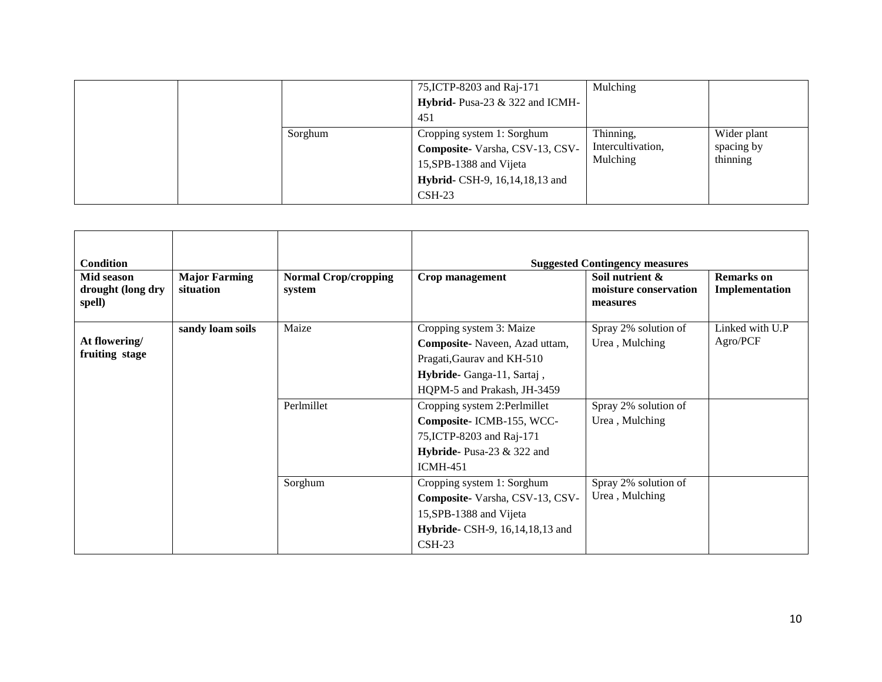| | | | | | |
|---|---|---|---|---|---|
| | | | 75,ICTP-8203 and Raj-171<br>**Hybrid-** Pusa-23 & 322 and ICMH-451 | Mulching | |
| | | Sorghum | Cropping system 1: Sorghum<br>**Composite-** Varsha, CSV-13, CSV-15,SPB-1388 and Vijeta<br>**Hybrid-** CSH-9, 16,14,18,13 and CSH-23 | Thinning, Intercultivation, Mulching | Wider plant spacing by thinning |

| **Condition** | | | **Suggested Contingency measures** | | |
|---|---|---|---|---|---|
| **Mid season drought (long dry spell)** | **Major Farming situation** | **Normal Crop/cropping system** | **Crop management** | **Soil nutrient & moisture conservation measures** | **Remarks on Implementation** |
| **At flowering/ fruiting stage** | **sandy loam soils** | Maize | Cropping system 3: Maize<br>**Composite-** Naveen, Azad uttam, Pragati,Gaurav and KH-510<br>**Hybride-** Ganga-11, Sartaj , HQPM-5 and Prakash, JH-3459 | Spray 2% solution of Urea , Mulching | Linked with U.P Agro/PCF |
| | | Perlmillet | Cropping system 2:Perlmillet<br>**Composite-** ICMB-155, WCC-75,ICTP-8203 and Raj-171<br>**Hybride-** Pusa-23 & 322 and ICMH-451 | Spray 2% solution of Urea , Mulching | |
| | | Sorghum | Cropping system 1: Sorghum<br>**Composite-** Varsha, CSV-13, CSV-15,SPB-1388 and Vijeta<br>**Hybride-** CSH-9, 16,14,18,13 and CSH-23 | Spray 2% solution of Urea , Mulching | |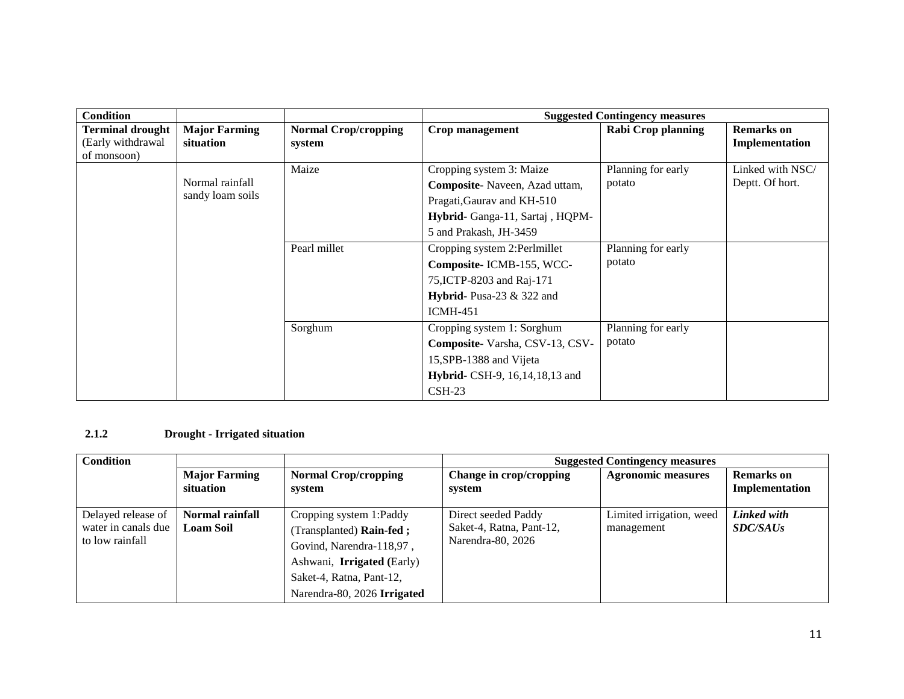| Condition | | | Suggested Contingency measures | | |
|---|---|---|---|---|---|
| **Terminal drought** (Early withdrawal of monsoon) | **Major Farming situation** | **Normal Crop/cropping system** | **Crop management** | **Rabi Crop planning** | **Remarks on Implementation** |
| | Normal rainfall sandy loam soils | Maize | Cropping system 3: Maize **Composite-** Naveen, Azad uttam, Pragati,Gaurav and KH-510 **Hybrid-** Ganga-11, Sartaj , HQPM-5 and Prakash, JH-3459 | Planning for early potato | Linked with NSC/ Deptt. Of hort. |
| | | Pearl millet | Cropping system 2:Perlmillet **Composite-** ICMB-155, WCC-75,ICTP-8203 and Raj-171 **Hybrid-** Pusa-23 & 322 and ICMH-451 | Planning for early potato | |
| | | Sorghum | Cropping system 1: Sorghum **Composite-** Varsha, CSV-13, CSV-15,SPB-1388 and Vijeta **Hybrid-** CSH-9, 16,14,18,13 and CSH-23 | Planning for early potato | |

### 2.1.2 Drought - Irrigated situation

| Condition | | | Suggested Contingency measures | | |
|---|---|---|---|---|---|
| | **Major Farming situation** | **Normal Crop/cropping system** | **Change in crop/cropping system** | **Agronomic measures** | **Remarks on Implementation** |
| Delayed release of water in canals due to low rainfall | **Normal rainfall Loam Soil** | Cropping system 1:Paddy (Transplanted) **Rain-fed ;** Govind, Narendra-118,97 , Ashwani, **Irrigated (**Early) Saket-4, Ratna, Pant-12, Narendra-80, 2026 **Irrigated** | Direct seeded Paddy Saket-4, Ratna, Pant-12, Narendra-80, 2026 | Limited irrigation, weed management | ***Linked with SDC/SAUs*** |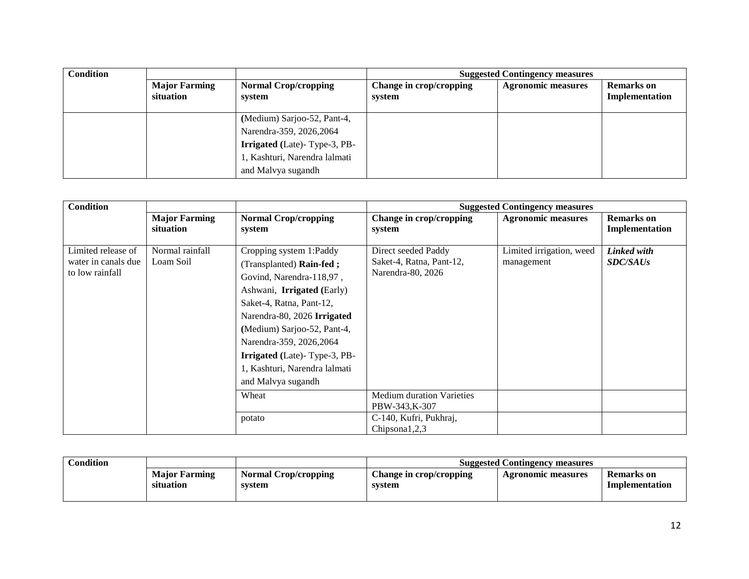| Condition | | | Suggested Contingency measures | | |
|---|---|---|---|---|---|
| | Major Farming situation | Normal Crop/cropping system | Change in crop/cropping system | Agronomic measures | Remarks on Implementation |
| | | **(**Medium) Sarjoo-52, Pant-4, Narendra-359, 2026,2064 **Irrigated (**Late)- Type-3, PB-1, Kashturi, Narendra lalmati and Malvya sugandh | | | |

| Condition | | | Suggested Contingency measures | | |
|---|---|---|---|---|---|
| | Major Farming situation | Normal Crop/cropping system | Change in crop/cropping system | Agronomic measures | Remarks on Implementation |
| Limited release of water in canals due to low rainfall | Normal rainfall Loam Soil | Cropping system 1:Paddy (Transplanted) **Rain-fed ;** Govind, Narendra-118,97 , Ashwani, **Irrigated (**Early) Saket-4, Ratna, Pant-12, Narendra-80, 2026 **Irrigated (**Medium) Sarjoo-52, Pant-4, Narendra-359, 2026,2064 **Irrigated (**Late)- Type-3, PB-1, Kashturi, Narendra lalmati and Malvya sugandh | Direct seeded Paddy Saket-4, Ratna, Pant-12, Narendra-80, 2026 | Limited irrigation, weed management | ***Linked with SDC/SAUs*** |
| | | Wheat | Medium duration Varieties PBW-343,K-307 | | |
| | | potato | C-140, Kufri, Pukhraj, Chipsona1,2,3 | | |

| Condition | | | Suggested Contingency measures | | |
|---|---|---|---|---|---|
| | Major Farming situation | Normal Crop/cropping system | Change in crop/cropping system | Agronomic measures | Remarks on Implementation |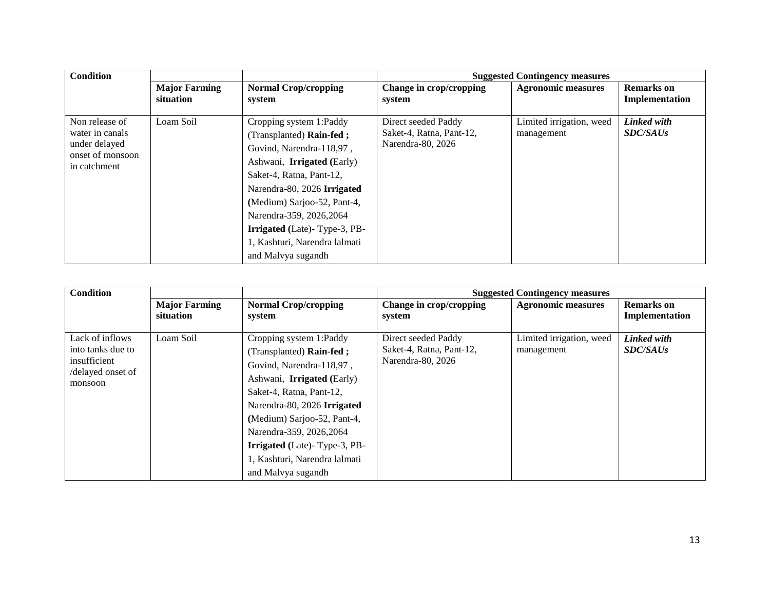| Condition | | | Suggested Contingency measures | | |
|---|---|---|---|---|---|
| | **Major Farming situation** | **Normal Crop/cropping system** | **Change in crop/cropping system** | **Agronomic measures** | **Remarks on Implementation** |
| Non release of water in canals under delayed onset of monsoon in catchment | Loam Soil | Cropping system 1:Paddy (Transplanted) **Rain-fed ;** Govind, Narendra-118,97 , Ashwani, **Irrigated (**Early) Saket-4, Ratna, Pant-12, Narendra-80, 2026 **Irrigated (**Medium) Sarjoo-52, Pant-4, Narendra-359, 2026,2064 **Irrigated (**Late)- Type-3, PB-1, Kashturi, Narendra lalmati and Malvya sugandh | Direct seeded Paddy Saket-4, Ratna, Pant-12, Narendra-80, 2026 | Limited irrigation, weed management | ***Linked with SDC/SAUs*** |

| Condition | | | Suggested Contingency measures | | |
|---|---|---|---|---|---|
| | **Major Farming situation** | **Normal Crop/cropping system** | **Change in crop/cropping system** | **Agronomic measures** | **Remarks on Implementation** |
| Lack of inflows into tanks due to insufficient /delayed onset of monsoon | Loam Soil | Cropping system 1:Paddy (Transplanted) **Rain-fed ;** Govind, Narendra-118,97 , Ashwani, **Irrigated (**Early) Saket-4, Ratna, Pant-12, Narendra-80, 2026 **Irrigated (**Medium) Sarjoo-52, Pant-4, Narendra-359, 2026,2064 **Irrigated (**Late)- Type-3, PB-1, Kashturi, Narendra lalmati and Malvya sugandh | Direct seeded Paddy Saket-4, Ratna, Pant-12, Narendra-80, 2026 | Limited irrigation, weed management | ***Linked with SDC/SAUs*** |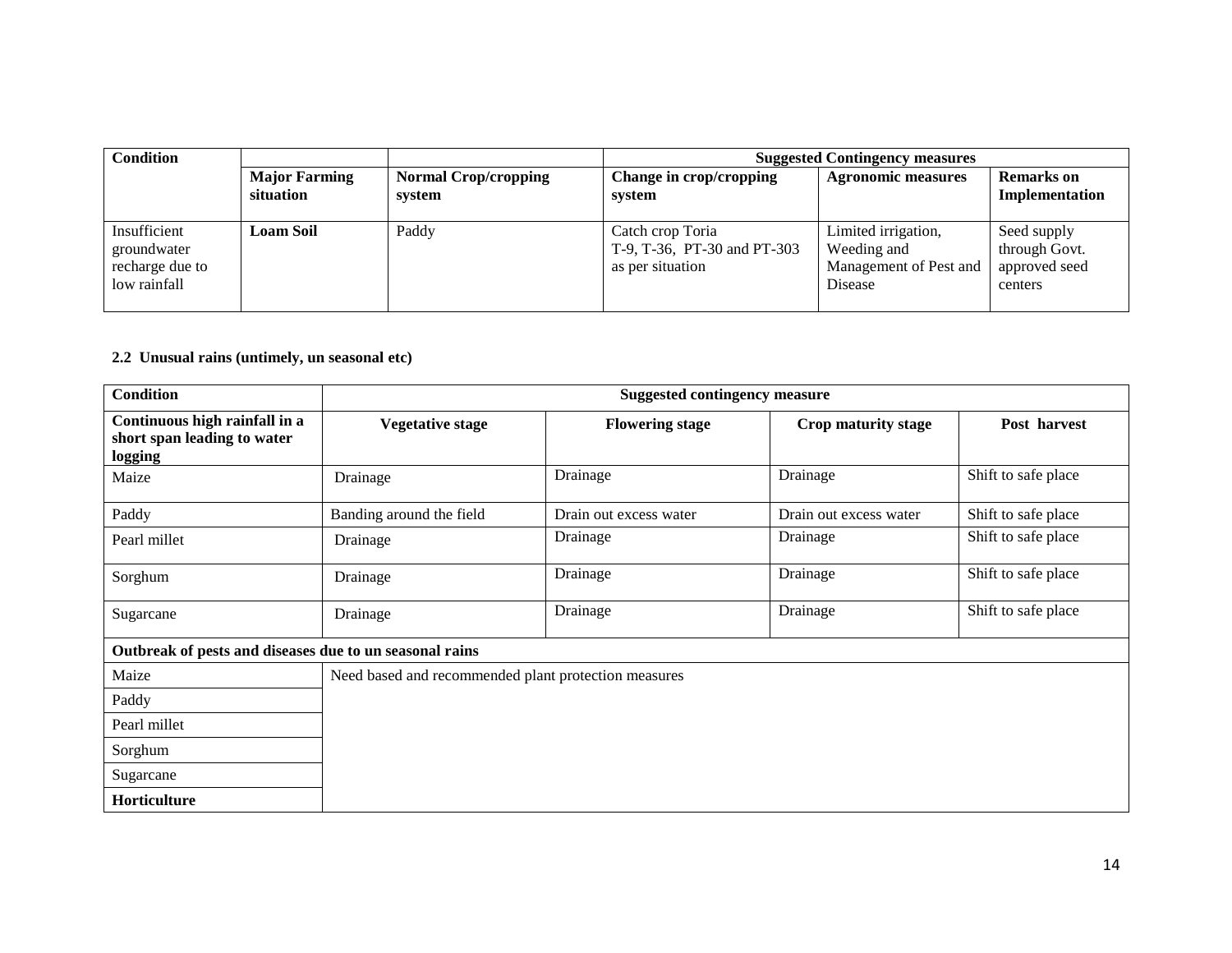| Condition | Major Farming situation | Normal Crop/cropping system | Suggested Contingency measures | | |
|---|---|---|---|---|---|
| | | | Change in crop/cropping system | Agronomic measures | Remarks on Implementation |
| Insufficient groundwater recharge due to low rainfall | **Loam Soil** | Paddy | Catch crop Toria T-9, T-36, PT-30 and PT-303 as per situation | Limited irrigation, Weeding and Management of Pest and Disease | Seed supply through Govt. approved seed centers |

### 2.2 Unusual rains (untimely, un seasonal etc)

| Condition | Suggested contingency measure | | | |
|---|---|---|---|---|
| **Continuous high rainfall in a short span leading to water logging** | **Vegetative stage** | **Flowering stage** | **Crop maturity stage** | **Post harvest** |
| Maize | Drainage | Drainage | Drainage | Shift to safe place |
| Paddy | Banding around the field | Drain out excess water | Drain out excess water | Shift to safe place |
| Pearl millet | Drainage | Drainage | Drainage | Shift to safe place |
| Sorghum | Drainage | Drainage | Drainage | Shift to safe place |
| Sugarcane | Drainage | Drainage | Drainage | Shift to safe place |
| **Outbreak of pests and diseases due to un seasonal rains** | | | | |
| Maize | Need based and recommended plant protection measures | | | |
| Paddy | | | | |
| Pearl millet | | | | |
| Sorghum | | | | |
| Sugarcane | | | | |
| **Horticulture** | | | | |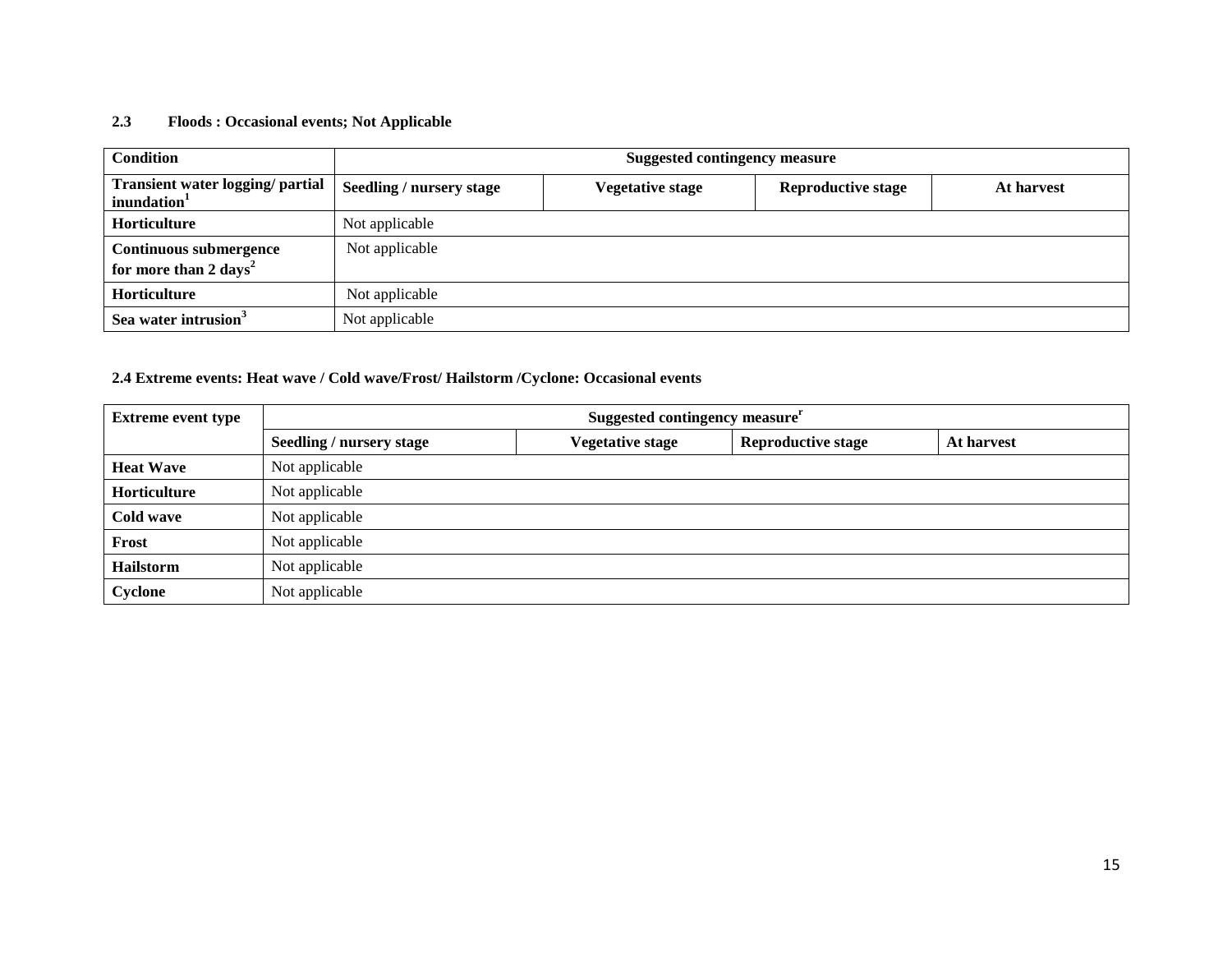### 2.3 Floods : Occasional events; Not Applicable

| Condition | Suggested contingency measure | | | |
|---|---|---|---|---|
| Transient water logging/ partial inundation[1] | Seedling / nursery stage | Vegetative stage | Reproductive stage | At harvest |
| Horticulture | Not applicable | | | |
| Continuous submergence for more than 2 days[2] | Not applicable | | | |
| Horticulture | Not applicable | | | |
| Sea water intrusion[3] | Not applicable | | | |

### 2.4 Extreme events: Heat wave / Cold wave/Frost/ Hailstorm /Cyclone: Occasional events

| Extreme event type | Suggested contingency measure[r] | | | |
|---|---|---|---|---|
| | Seedling / nursery stage | Vegetative stage | Reproductive stage | At harvest |
| Heat Wave | Not applicable | | | |
| Horticulture | Not applicable | | | |
| Cold wave | Not applicable | | | |
| Frost | Not applicable | | | |
| Hailstorm | Not applicable | | | |
| Cyclone | Not applicable | | | |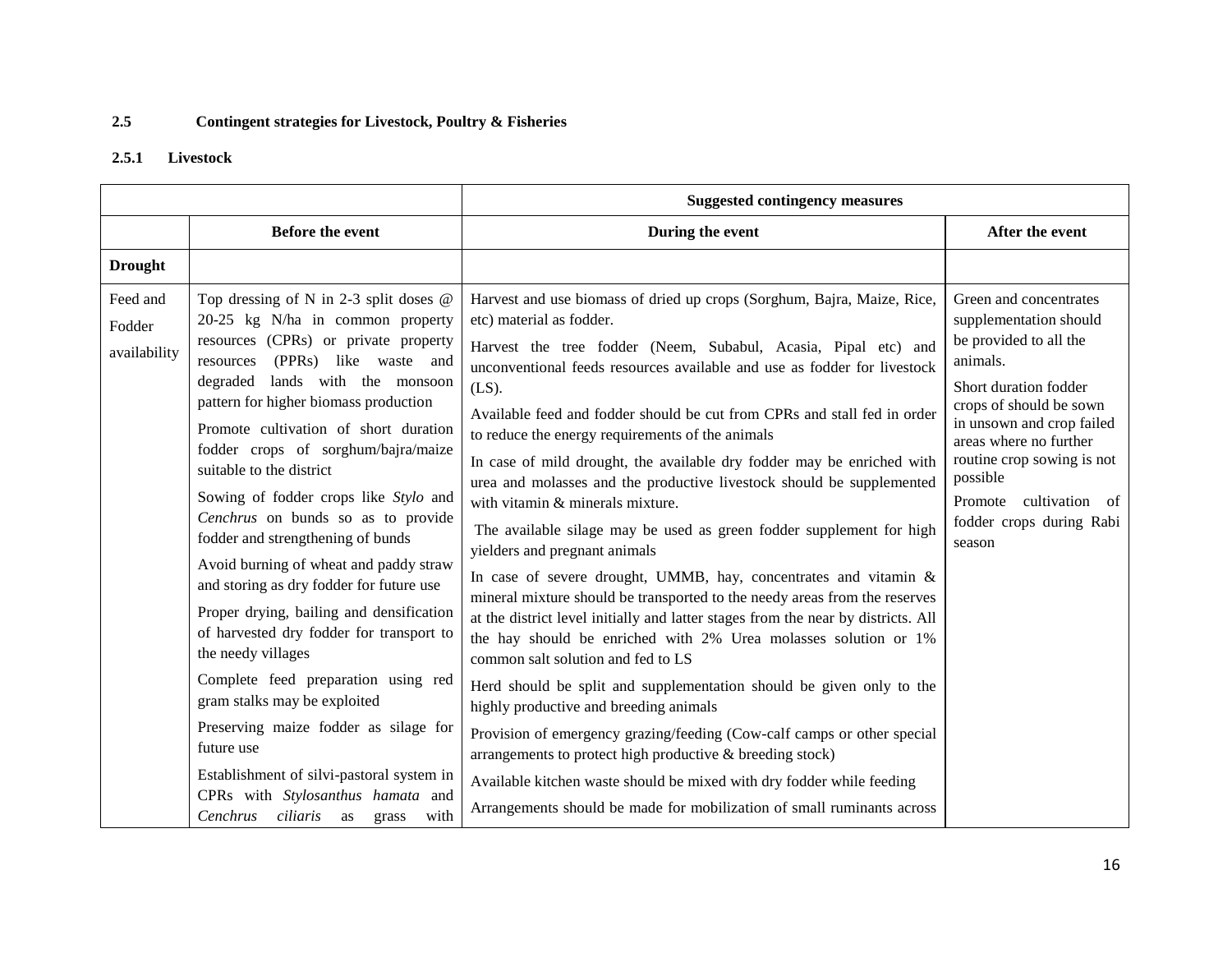**2.5 Contingent strategies for Livestock, Poultry & Fisheries**

**2.5.1 Livestock**

| | Suggested contingency measures | | |
|---|---|---|---|
| | **Before the event** | **During the event** | **After the event** |
| **Drought** | | | |
| Feed and Fodder availability | Top dressing of N in 2-3 split doses @ 20-25 kg N/ha in common property resources (CPRs) or private property resources (PPRs) like waste and degraded lands with the monsoon pattern for higher biomass production<br><br>Promote cultivation of short duration fodder crops of sorghum/bajra/maize suitable to the district<br><br>Sowing of fodder crops like *Stylo* and *Cenchrus* on bunds so as to provide fodder and strengthening of bunds<br><br>Avoid burning of wheat and paddy straw and storing as dry fodder for future use<br><br>Proper drying, bailing and densification of harvested dry fodder for transport to the needy villages<br><br>Complete feed preparation using red gram stalks may be exploited<br><br>Preserving maize fodder as silage for future use<br><br>Establishment of silvi-pastoral system in CPRs with *Stylosanthus hamata* and *Cenchrus ciliaris* as grass with | Harvest and use biomass of dried up crops (Sorghum, Bajra, Maize, Rice, etc) material as fodder.<br><br>Harvest the tree fodder (Neem, Subabul, Acasia, Pipal etc) and unconventional feeds resources available and use as fodder for livestock (LS).<br><br>Available feed and fodder should be cut from CPRs and stall fed in order to reduce the energy requirements of the animals<br><br>In case of mild drought, the available dry fodder may be enriched with urea and molasses and the productive livestock should be supplemented with vitamin & minerals mixture.<br><br>The available silage may be used as green fodder supplement for high yielders and pregnant animals<br><br>In case of severe drought, UMMB, hay, concentrates and vitamin & mineral mixture should be transported to the needy areas from the reserves at the district level initially and latter stages from the near by districts. All the hay should be enriched with 2% Urea molasses solution or 1% common salt solution and fed to LS<br><br>Herd should be split and supplementation should be given only to the highly productive and breeding animals<br><br>Provision of emergency grazing/feeding (Cow-calf camps or other special arrangements to protect high productive & breeding stock)<br><br>Available kitchen waste should be mixed with dry fodder while feeding<br><br>Arrangements should be made for mobilization of small ruminants across | Green and concentrates supplementation should be provided to all the animals.<br><br>Short duration fodder crops of should be sown in unsown and crop failed areas where no further routine crop sowing is not possible<br><br>Promote cultivation of fodder crops during Rabi season |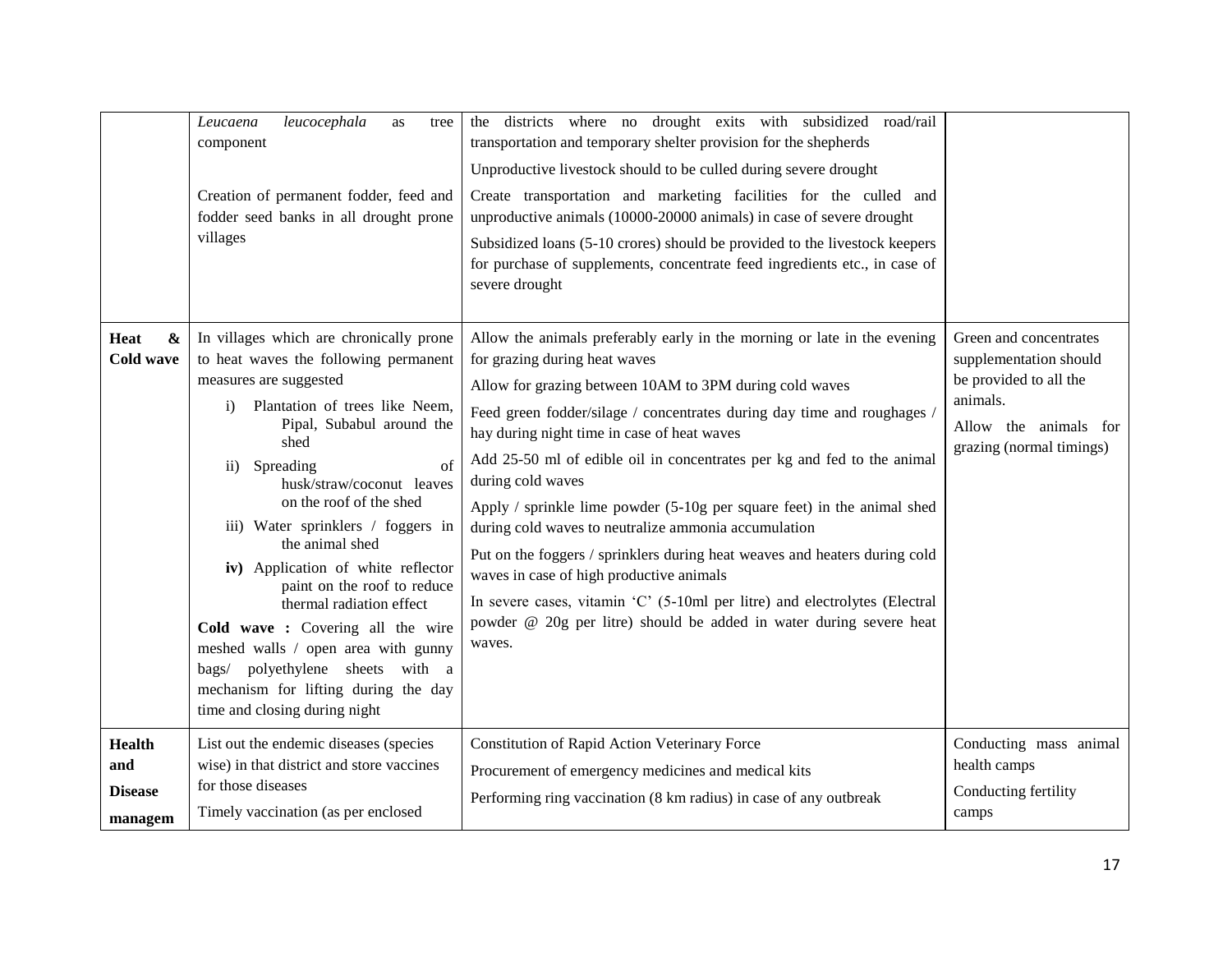| | | | |
|---|---|---|---|
| | *Leucaena leucocephala* as tree component<br><br>Creation of permanent fodder, feed and fodder seed banks in all drought prone villages | the districts where no drought exits with subsidized road/rail transportation and temporary shelter provision for the shepherds<br>Unproductive livestock should to be culled during severe drought<br>Create transportation and marketing facilities for the culled and unproductive animals (10000-20000 animals) in case of severe drought<br>Subsidized loans (5-10 crores) should be provided to the livestock keepers for purchase of supplements, concentrate feed ingredients etc., in case of severe drought | |
| **Heat & Cold wave** | In villages which are chronically prone to heat waves the following permanent measures are suggested<br>i) Plantation of trees like Neem, Pipal, Subabul around the shed<br>ii) Spreading of husk/straw/coconut leaves on the roof of the shed<br>iii) Water sprinklers / foggers in the animal shed<br>**iv)** Application of white reflector paint on the roof to reduce thermal radiation effect<br>**Cold wave :** Covering all the wire meshed walls / open area with gunny bags/ polyethylene sheets with a mechanism for lifting during the day time and closing during night | Allow the animals preferably early in the morning or late in the evening for grazing during heat waves<br>Allow for grazing between 10AM to 3PM during cold waves<br>Feed green fodder/silage / concentrates during day time and roughages / hay during night time in case of heat waves<br>Add 25-50 ml of edible oil in concentrates per kg and fed to the animal during cold waves<br>Apply / sprinkle lime powder (5-10g per square feet) in the animal shed during cold waves to neutralize ammonia accumulation<br>Put on the foggers / sprinklers during heat weaves and heaters during cold waves in case of high productive animals<br>In severe cases, vitamin 'C' (5-10ml per litre) and electrolytes (Electral powder @ 20g per litre) should be added in water during severe heat waves. | Green and concentrates supplementation should be provided to all the animals.<br>Allow the animals for grazing (normal timings) |
| **Health and Disease managem** | List out the endemic diseases (species wise) in that district and store vaccines for those diseases<br>Timely vaccination (as per enclosed | Constitution of Rapid Action Veterinary Force<br>Procurement of emergency medicines and medical kits<br>Performing ring vaccination (8 km radius) in case of any outbreak | Conducting mass animal health camps<br>Conducting fertility camps |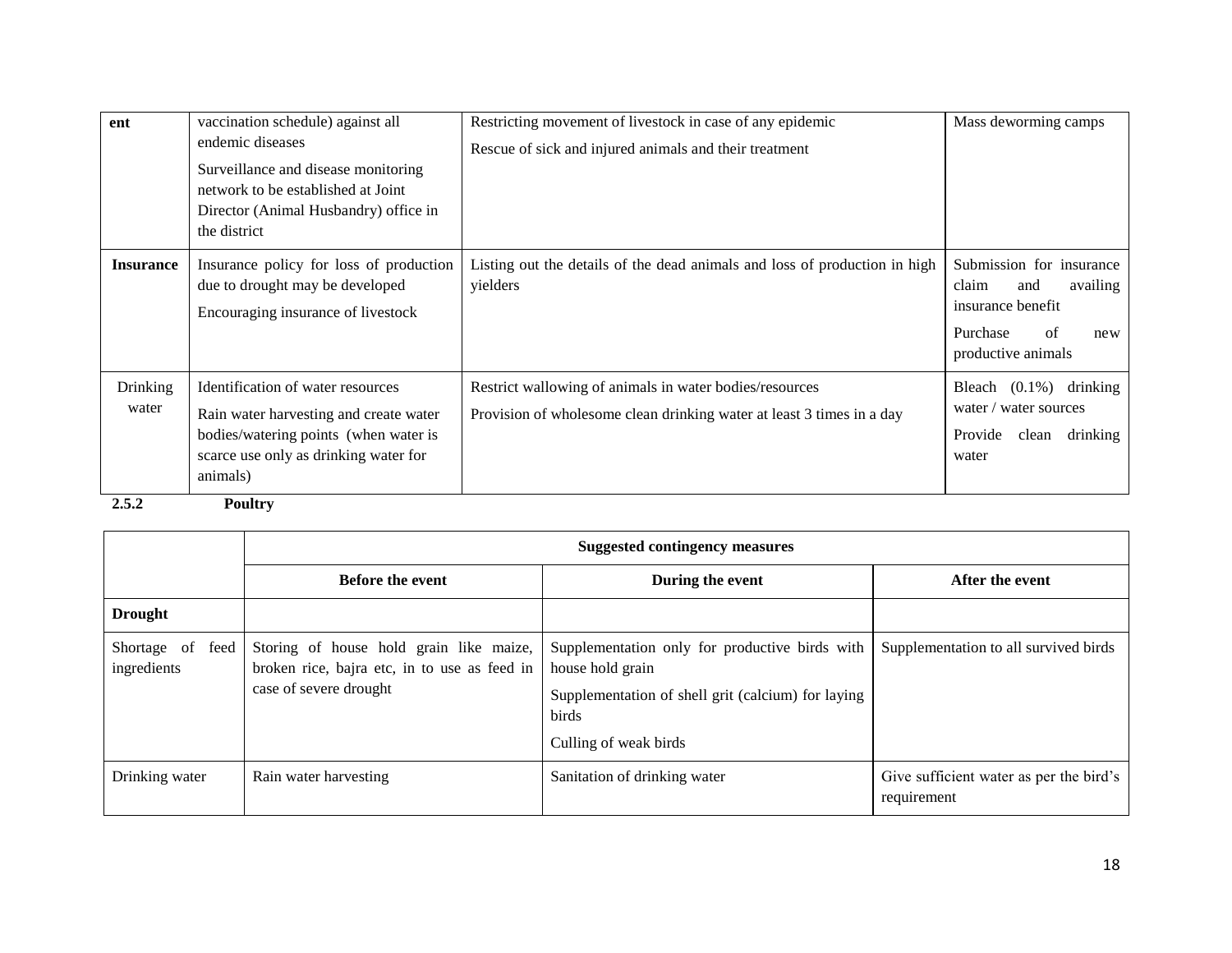| ent | vaccination schedule) against all endemic diseases<br>Surveillance and disease monitoring network to be established at Joint Director (Animal Husbandry) office in the district | Restricting movement of livestock in case of any epidemic<br>Rescue of sick and injured animals and their treatment | Mass deworming camps |
|---|---|---|---|
| **Insurance** | Insurance policy for loss of production due to drought may be developed<br>Encouraging insurance of livestock | Listing out the details of the dead animals and loss of production in high yielders | Submission for insurance claim and availing insurance benefit<br>Purchase of new productive animals |
| Drinking water | Identification of water resources<br>Rain water harvesting and create water bodies/watering points (when water is scarce use only as drinking water for animals) | Restrict wallowing of animals in water bodies/resources<br>Provision of wholesome clean drinking water at least 3 times in a day | Bleach (0.1%) drinking water / water sources<br>Provide clean drinking water |

**2.5.2 Poultry**

| | **Suggested contingency measures** | | |
|---|---|---|---|
| | **Before the event** | **During the event** | **After the event** |
| **Drought** | | | |
| Shortage of feed ingredients | Storing of house hold grain like maize, broken rice, bajra etc, in to use as feed in case of severe drought | Supplementation only for productive birds with house hold grain<br>Supplementation of shell grit (calcium) for laying birds<br>Culling of weak birds | Supplementation to all survived birds |
| Drinking water | Rain water harvesting | Sanitation of drinking water | Give sufficient water as per the bird's requirement |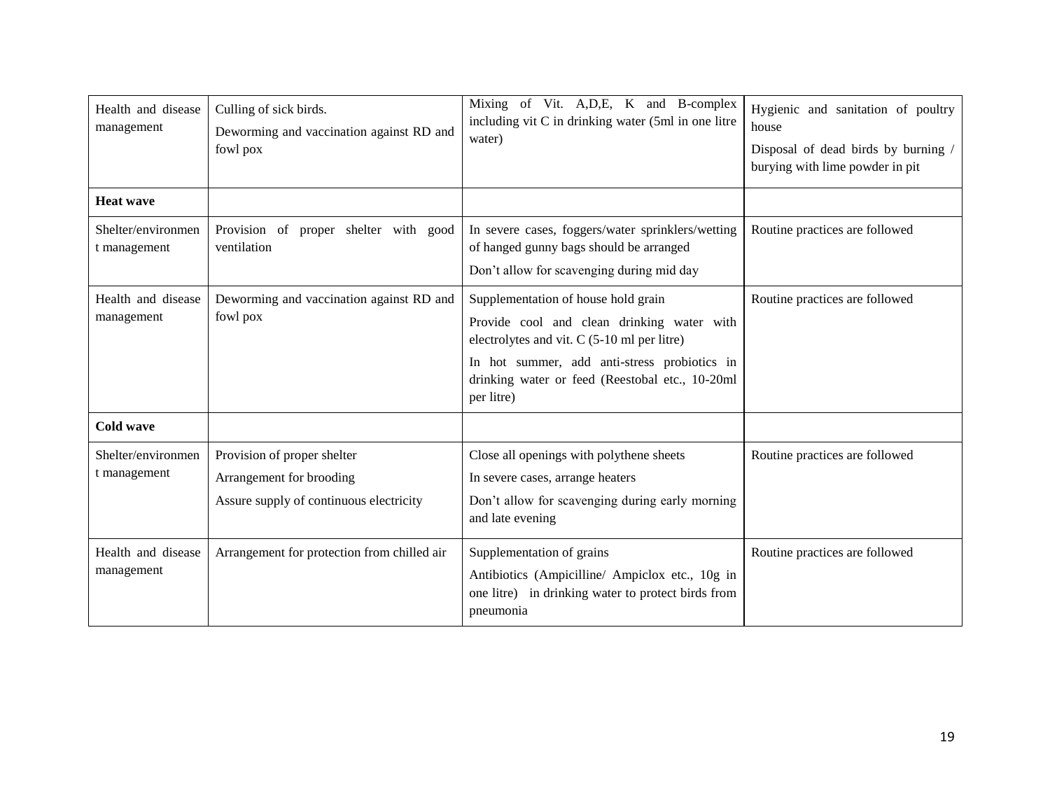| | | | |
|---|---|---|---|
| Health and disease management | Culling of sick birds.<br>Deworming and vaccination against RD and fowl pox | Mixing of Vit. A,D,E, K and B-complex including vit C in drinking water (5ml in one litre water) | Hygienic and sanitation of poultry house<br>Disposal of dead birds by burning / burying with lime powder in pit |
| **Heat wave** | | | |
| Shelter/environment management | Provision of proper shelter with good ventilation | In severe cases, foggers/water sprinklers/wetting of hanged gunny bags should be arranged<br>Don't allow for scavenging during mid day | Routine practices are followed |
| Health and disease management | Deworming and vaccination against RD and fowl pox | Supplementation of house hold grain<br>Provide cool and clean drinking water with electrolytes and vit. C (5-10 ml per litre)<br>In hot summer, add anti-stress probiotics in drinking water or feed (Reestobal etc., 10-20ml per litre) | Routine practices are followed |
| **Cold wave** | | | |
| Shelter/environment management | Provision of proper shelter<br>Arrangement for brooding<br>Assure supply of continuous electricity | Close all openings with polythene sheets<br>In severe cases, arrange heaters<br>Don't allow for scavenging during early morning and late evening | Routine practices are followed |
| Health and disease management | Arrangement for protection from chilled air | Supplementation of grains<br>Antibiotics (Ampicilline/ Ampiclox etc., 10g in one litre) in drinking water to protect birds from pneumonia | Routine practices are followed |